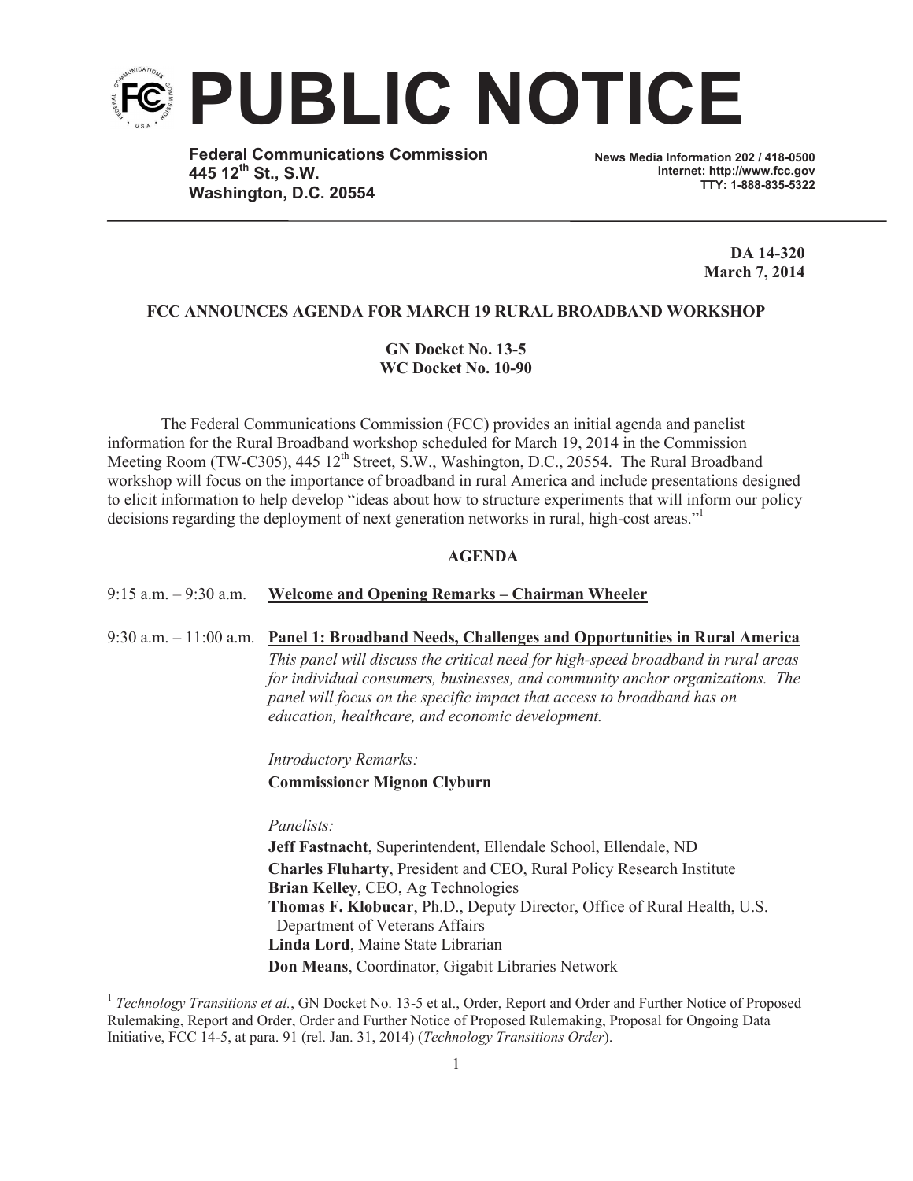# PUBLIC NOTICE

**Federal Communications Commission**
**445 12th St., S.W.**
**Washington, D.C. 20554**

**News Media Information 202 / 418-0500**
**Internet: http://www.fcc.gov**
**TTY: 1-888-835-5322**

**DA 14-320**
**March 7, 2014**

**FCC ANNOUNCES AGENDA FOR MARCH 19 RURAL BROADBAND WORKSHOP**

**GN Docket No. 13-5**
**WC Docket No. 10-90**

The Federal Communications Commission (FCC) provides an initial agenda and panelist information for the Rural Broadband workshop scheduled for March 19, 2014 in the Commission Meeting Room (TW-C305), 445 12th Street, S.W., Washington, D.C., 20554. The Rural Broadband workshop will focus on the importance of broadband in rural America and include presentations designed to elicit information to help develop "ideas about how to structure experiments that will inform our policy decisions regarding the deployment of next generation networks in rural, high-cost areas."[1]

**AGENDA**

9:15 a.m. – 9:30 a.m. **Welcome and Opening Remarks – Chairman Wheeler**

9:30 a.m. – 11:00 a.m. **Panel 1: Broadband Needs, Challenges and Opportunities in Rural America**

*This panel will discuss the critical need for high-speed broadband in rural areas for individual consumers, businesses, and community anchor organizations. The panel will focus on the specific impact that access to broadband has on education, healthcare, and economic development.*

*Introductory Remarks:*
**Commissioner Mignon Clyburn**

*Panelists:*
**Jeff Fastnacht**, Superintendent, Ellendale School, Ellendale, ND
**Charles Fluharty**, President and CEO, Rural Policy Research Institute
**Brian Kelley**, CEO, Ag Technologies
**Thomas F. Klobucar**, Ph.D., Deputy Director, Office of Rural Health, U.S. Department of Veterans Affairs
**Linda Lord**, Maine State Librarian
**Don Means**, Coordinator, Gigabit Libraries Network

[1] *Technology Transitions et al.*, GN Docket No. 13-5 et al., Order, Report and Order and Further Notice of Proposed Rulemaking, Report and Order, Order and Further Notice of Proposed Rulemaking, Proposal for Ongoing Data Initiative, FCC 14-5, at para. 91 (rel. Jan. 31, 2014) (*Technology Transitions Order*).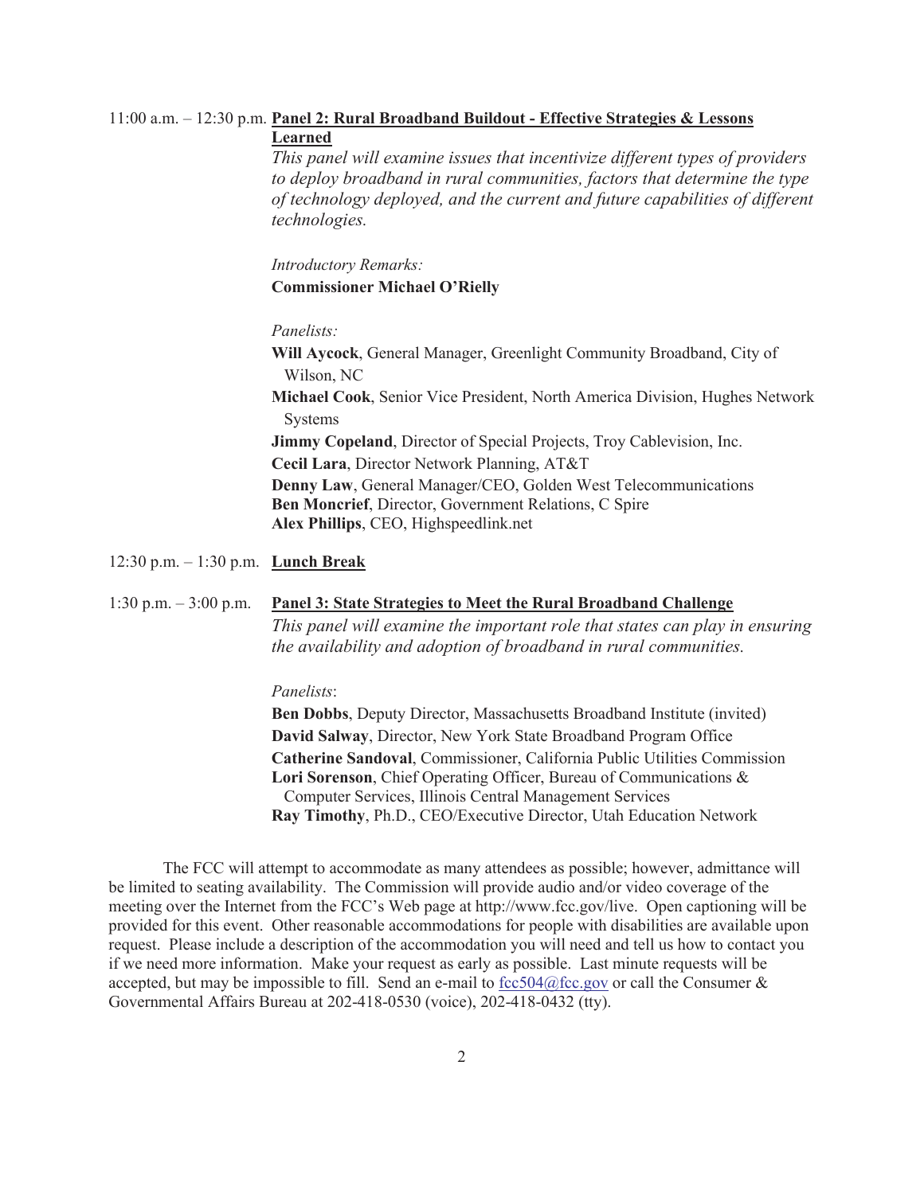11:00 a.m. – 12:30 p.m. **Panel 2: Rural Broadband Buildout - Effective Strategies & Lessons Learned**

*This panel will examine issues that incentivize different types of providers to deploy broadband in rural communities, factors that determine the type of technology deployed, and the current and future capabilities of different technologies.*

*Introductory Remarks:*
**Commissioner Michael O'Rielly**

*Panelists:*

**Will Aycock**, General Manager, Greenlight Community Broadband, City of Wilson, NC
**Michael Cook**, Senior Vice President, North America Division, Hughes Network Systems
**Jimmy Copeland**, Director of Special Projects, Troy Cablevision, Inc.
**Cecil Lara**, Director Network Planning, AT&T
**Denny Law**, General Manager/CEO, Golden West Telecommunications
**Ben Moncrief**, Director, Government Relations, C Spire
**Alex Phillips**, CEO, Highspeedlink.net

12:30 p.m. – 1:30 p.m. **Lunch Break**

1:30 p.m. – 3:00 p.m. **Panel 3: State Strategies to Meet the Rural Broadband Challenge**

*This panel will examine the important role that states can play in ensuring the availability and adoption of broadband in rural communities.*

*Panelists*:

**Ben Dobbs**, Deputy Director, Massachusetts Broadband Institute (invited)
**David Salway**, Director, New York State Broadband Program Office
**Catherine Sandoval**, Commissioner, California Public Utilities Commission
**Lori Sorenson**, Chief Operating Officer, Bureau of Communications & Computer Services, Illinois Central Management Services
**Ray Timothy**, Ph.D., CEO/Executive Director, Utah Education Network

The FCC will attempt to accommodate as many attendees as possible; however, admittance will be limited to seating availability. The Commission will provide audio and/or video coverage of the meeting over the Internet from the FCC's Web page at http://www.fcc.gov/live. Open captioning will be provided for this event. Other reasonable accommodations for people with disabilities are available upon request. Please include a description of the accommodation you will need and tell us how to contact you if we need more information. Make your request as early as possible. Last minute requests will be accepted, but may be impossible to fill. Send an e-mail to fcc504@fcc.gov or call the Consumer & Governmental Affairs Bureau at 202-418-0530 (voice), 202-418-0432 (tty).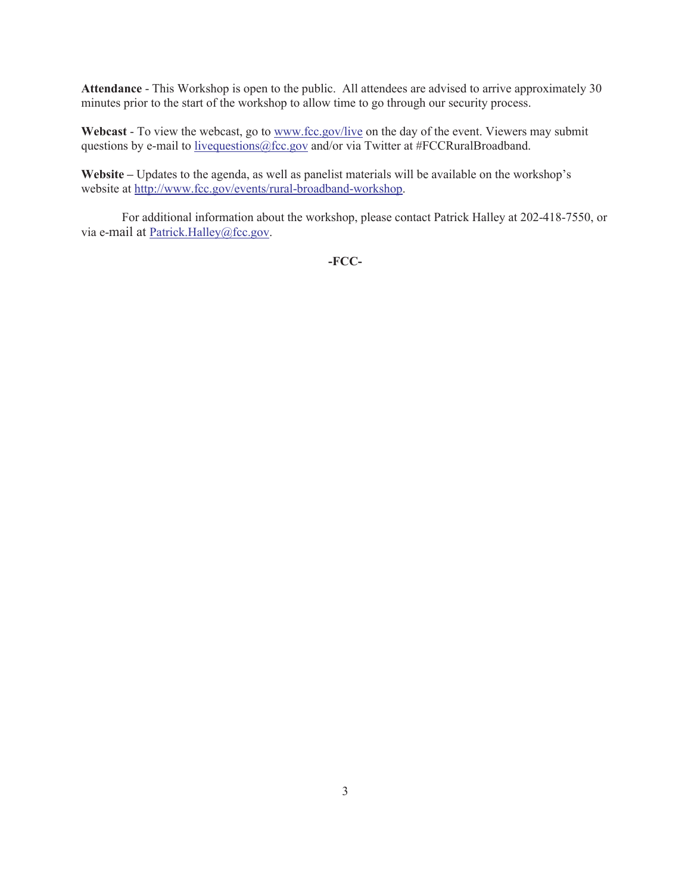**Attendance** - This Workshop is open to the public. All attendees are advised to arrive approximately 30 minutes prior to the start of the workshop to allow time to go through our security process.

**Webcast** - To view the webcast, go to www.fcc.gov/live on the day of the event. Viewers may submit questions by e-mail to livequestions@fcc.gov and/or via Twitter at #FCCRuralBroadband.

**Website –** Updates to the agenda, as well as panelist materials will be available on the workshop's website at http://www.fcc.gov/events/rural-broadband-workshop.

For additional information about the workshop, please contact Patrick Halley at 202-418-7550, or via e-mail at Patrick.Halley@fcc.gov.

**-FCC-**